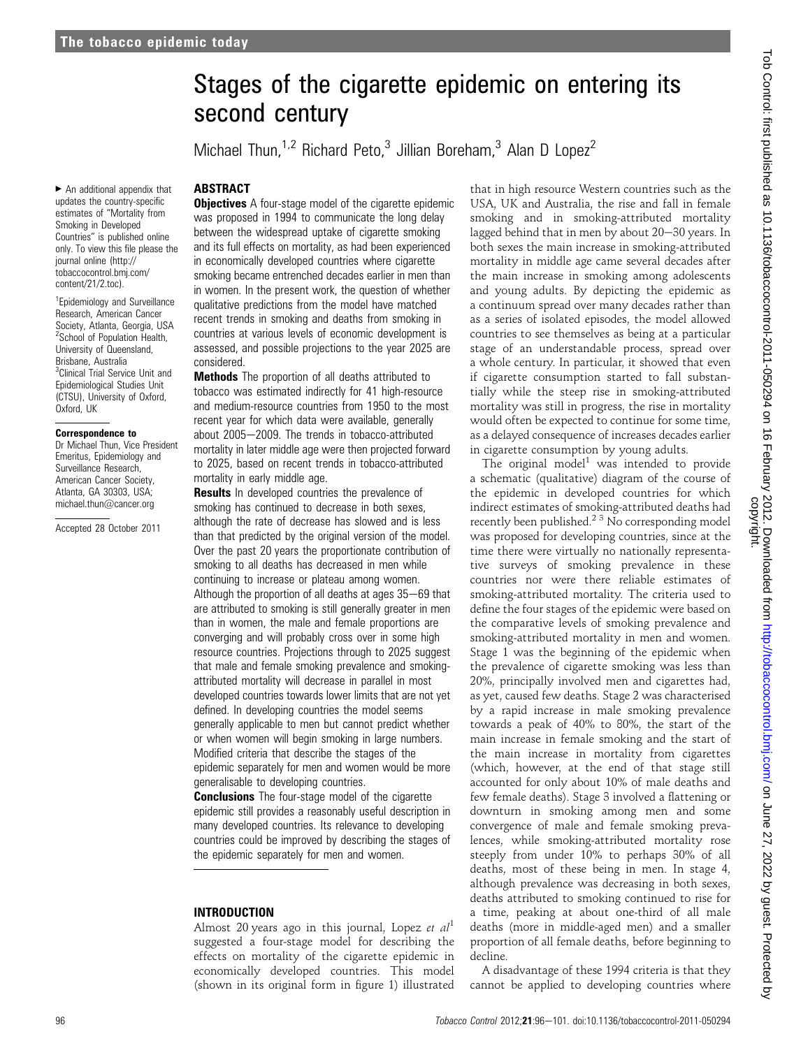# Stages of the cigarette epidemic on entering its second century

Michael Thun,[1,2] Richard Peto,[3] Jillian Boreham,[3] Alan D Lopez[2]

► An additional appendix that updates the country-specific estimates of "Mortality from Smoking in Developed Countries" is published online only. To view this file please the journal online (http://tobaccocontrol.bmj.com/content/21/2.toc).

[1]Epidemiology and Surveillance Research, American Cancer Society, Atlanta, Georgia, USA
[2]School of Population Health, University of Queensland, Brisbane, Australia
[3]Clinical Trial Service Unit and Epidemiological Studies Unit (CTSU), University of Oxford, Oxford, UK

**Correspondence to**
Dr Michael Thun, Vice President Emeritus, Epidemiology and Surveillance Research, American Cancer Society, Atlanta, GA 30303, USA; michael.thun@cancer.org

Accepted 28 October 2011

## ABSTRACT

**Objectives** A four-stage model of the cigarette epidemic was proposed in 1994 to communicate the long delay between the widespread uptake of cigarette smoking and its full effects on mortality, as had been experienced in economically developed countries where cigarette smoking became entrenched decades earlier in men than in women. In the present work, the question of whether qualitative predictions from the model have matched recent trends in smoking and deaths from smoking in countries at various levels of economic development is assessed, and possible projections to the year 2025 are considered.

**Methods** The proportion of all deaths attributed to tobacco was estimated indirectly for 41 high-resource and medium-resource countries from 1950 to the most recent year for which data were available, generally about 2005–2009. The trends in tobacco-attributed mortality in later middle age were then projected forward to 2025, based on recent trends in tobacco-attributed mortality in early middle age.

**Results** In developed countries the prevalence of smoking has continued to decrease in both sexes, although the rate of decrease has slowed and is less than that predicted by the original version of the model. Over the past 20 years the proportionate contribution of smoking to all deaths has decreased in men while continuing to increase or plateau among women. Although the proportion of all deaths at ages 35–69 that are attributed to smoking is still generally greater in men than in women, the male and female proportions are converging and will probably cross over in some high resource countries. Projections through to 2025 suggest that male and female smoking prevalence and smoking-attributed mortality will decrease in parallel in most developed countries towards lower limits that are not yet defined. In developing countries the model seems generally applicable to men but cannot predict whether or when women will begin smoking in large numbers. Modified criteria that describe the stages of the epidemic separately for men and women would be more generalisable to developing countries.

**Conclusions** The four-stage model of the cigarette epidemic still provides a reasonably useful description in many developed countries. Its relevance to developing countries could be improved by describing the stages of the epidemic separately for men and women.

## INTRODUCTION

Almost 20 years ago in this journal, Lopez *et al*[1] suggested a four-stage model for describing the effects on mortality of the cigarette epidemic in economically developed countries. This model (shown in its original form in figure 1) illustrated that in high resource Western countries such as the USA, UK and Australia, the rise and fall in female smoking and in smoking-attributed mortality lagged behind that in men by about 20–30 years. In both sexes the main increase in smoking-attributed mortality in middle age came several decades after the main increase in smoking among adolescents and young adults. By depicting the epidemic as a continuum spread over many decades rather than as a series of isolated episodes, the model allowed countries to see themselves as being at a particular stage of an understandable process, spread over a whole century. In particular, it showed that even if cigarette consumption started to fall substantially while the steep rise in smoking-attributed mortality was still in progress, the rise in mortality would often be expected to continue for some time, as a delayed consequence of increases decades earlier in cigarette consumption by young adults.

The original model[1] was intended to provide a schematic (qualitative) diagram of the course of the epidemic in developed countries for which indirect estimates of smoking-attributed deaths had recently been published.[2,3] No corresponding model was proposed for developing countries, since at the time there were virtually no nationally representative surveys of smoking prevalence in these countries nor were there reliable estimates of smoking-attributed mortality. The criteria used to define the four stages of the epidemic were based on the comparative levels of smoking prevalence and smoking-attributed mortality in men and women. Stage 1 was the beginning of the epidemic when the prevalence of cigarette smoking was less than 20%, principally involved men and cigarettes had, as yet, caused few deaths. Stage 2 was characterised by a rapid increase in male smoking prevalence towards a peak of 40% to 80%, the start of the main increase in female smoking and the start of the main increase in mortality from cigarettes (which, however, at the end of that stage still accounted for only about 10% of male deaths and few female deaths). Stage 3 involved a flattening or downturn in smoking among men and some convergence of male and female smoking prevalences, while smoking-attributed mortality rose steeply from under 10% to perhaps 30% of all deaths, most of these being in men. In stage 4, although prevalence was decreasing in both sexes, deaths attributed to smoking continued to rise for a time, peaking at about one-third of all male deaths (more in middle-aged men) and a smaller proportion of all female deaths, before beginning to decline.

A disadvantage of these 1994 criteria is that they cannot be applied to developing countries where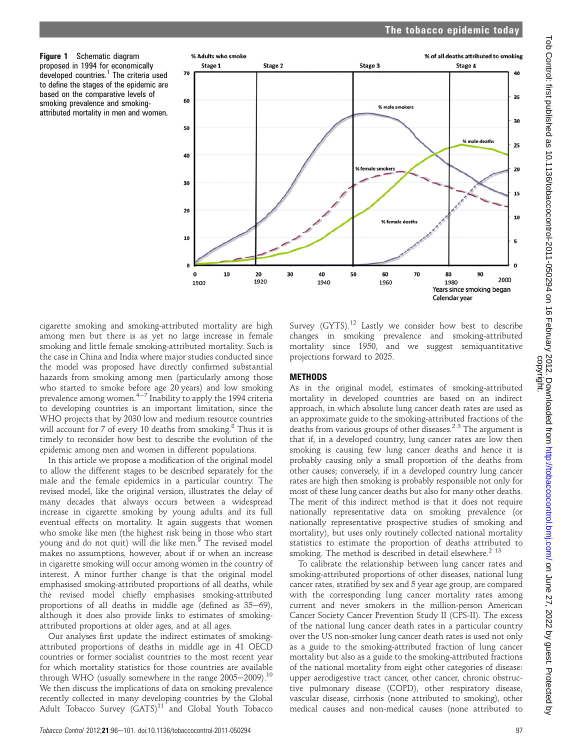**Figure 1** Schematic diagram proposed in 1994 for economically developed countries.[1] The criteria used to define the stages of the epidemic are based on the comparative levels of smoking prevalence and smoking-attributed mortality in men and women.

cigarette smoking and smoking-attributed mortality are high among men but there is as yet no large increase in female smoking and little female smoking-attributed mortality. Such is the case in China and India where major studies conducted since the model was proposed have directly confirmed substantial hazards from smoking among men (particularly among those who started to smoke before age 20 years) and low smoking prevalence among women.[4–7] Inability to apply the 1994 criteria to developing countries is an important limitation, since the WHO projects that by 2030 low and medium resource countries will account for 7 of every 10 deaths from smoking.[8] Thus it is timely to reconsider how best to describe the evolution of the epidemic among men and women in different populations.

In this article we propose a modification of the original model to allow the different stages to be described separately for the male and the female epidemics in a particular country. The revised model, like the original version, illustrates the delay of many decades that always occurs between a widespread increase in cigarette smoking by young adults and its full eventual effects on mortality. It again suggests that women who smoke like men (the highest risk being in those who start young and do not quit) will die like men.[9] The revised model makes no assumptions, however, about if or when an increase in cigarette smoking will occur among women in the country of interest. A minor further change is that the original model emphasised smoking-attributed proportions of all deaths, while the revised model chiefly emphasises smoking-attributed proportions of all deaths in middle age (defined as 35–69), although it does also provide links to estimates of smoking-attributed proportions at older ages, and at all ages.

Our analyses first update the indirect estimates of smoking-attributed proportions of deaths in middle age in 41 OECD countries or former socialist countries to the most recent year for which mortality statistics for those countries are available through WHO (usually somewhere in the range 2005–2009).[10] We then discuss the implications of data on smoking prevalence recently collected in many developing countries by the Global Adult Tobacco Survey (GATS)[11] and Global Youth Tobacco Survey (GYTS).[12] Lastly we consider how best to describe changes in smoking prevalence and smoking-attributed mortality since 1950, and we suggest semiquantitative projections forward to 2025.

## METHODS

As in the original model, estimates of smoking-attributed mortality in developed countries are based on an indirect approach, in which absolute lung cancer death rates are used as an approximate guide to the smoking-attributed fractions of the deaths from various groups of other diseases.[2 3] The argument is that if, in a developed country, lung cancer rates are low then smoking is causing few lung cancer deaths and hence it is probably causing only a small proportion of the deaths from other causes; conversely, if in a developed country lung cancer rates are high then smoking is probably responsible not only for most of these lung cancer deaths but also for many other deaths. The merit of this indirect method is that it does not require nationally representative data on smoking prevalence (or nationally representative prospective studies of smoking and mortality), but uses only routinely collected national mortality statistics to estimate the proportion of deaths attributed to smoking. The method is described in detail elsewhere.[2 13]

To calibrate the relationship between lung cancer rates and smoking-attributed proportions of other diseases, national lung cancer rates, stratified by sex and 5 year age group, are compared with the corresponding lung cancer mortality rates among current and never smokers in the million-person American Cancer Society Cancer Prevention Study II (CPS-II). The excess of the national lung cancer death rates in a particular country over the US non-smoker lung cancer death rates is used not only as a guide to the smoking-attributed fraction of lung cancer mortality but also as a guide to the smoking-attributed fractions of the national mortality from eight other categories of disease: upper aerodigestive tract cancer, other cancer, chronic obstructive pulmonary disease (COPD), other respiratory disease, vascular disease, cirrhosis (none attributed to smoking), other medical causes and non-medical causes (none attributed to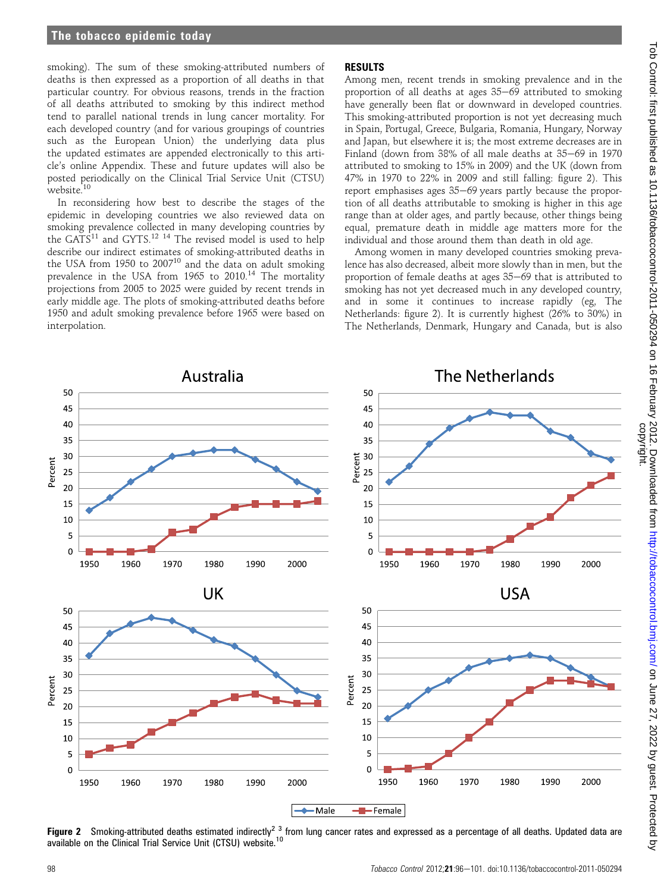smoking). The sum of these smoking-attributed numbers of deaths is then expressed as a proportion of all deaths in that particular country. For obvious reasons, trends in the fraction of all deaths attributed to smoking by this indirect method tend to parallel national trends in lung cancer mortality. For each developed country (and for various groupings of countries such as the European Union) the underlying data plus the updated estimates are appended electronically to this article's online Appendix. These and future updates will also be posted periodically on the Clinical Trial Service Unit (CTSU) website.[10]

In reconsidering how best to describe the stages of the epidemic in developing countries we also reviewed data on smoking prevalence collected in many developing countries by the GATS[11] and GYTS.[12 14] The revised model is used to help describe our indirect estimates of smoking-attributed deaths in the USA from 1950 to 2007[10] and the data on adult smoking prevalence in the USA from 1965 to 2010.[14] The mortality projections from 2005 to 2025 were guided by recent trends in early middle age. The plots of smoking-attributed deaths before 1950 and adult smoking prevalence before 1965 were based on interpolation.

## RESULTS

Among men, recent trends in smoking prevalence and in the proportion of all deaths at ages 35–69 attributed to smoking have generally been flat or downward in developed countries. This smoking-attributed proportion is not yet decreasing much in Spain, Portugal, Greece, Bulgaria, Romania, Hungary, Norway and Japan, but elsewhere it is; the most extreme decreases are in Finland (down from 38% of all male deaths at 35–69 in 1970 attributed to smoking to 15% in 2009) and the UK (down from 47% in 1970 to 22% in 2009 and still falling: figure 2). This report emphasises ages 35–69 years partly because the proportion of all deaths attributable to smoking is higher in this age range than at older ages, and partly because, other things being equal, premature death in middle age matters more for the individual and those around them than death in old age.

Among women in many developed countries smoking prevalence has also decreased, albeit more slowly than in men, but the proportion of female deaths at ages 35–69 that is attributed to smoking has not yet decreased much in any developed country, and in some it continues to increase rapidly (eg, The Netherlands: figure 2). It is currently highest (26% to 30%) in The Netherlands, Denmark, Hungary and Canada, but is also

**Figure 2** Smoking-attributed deaths estimated indirectly[2 3] from lung cancer rates and expressed as a percentage of all deaths. Updated data are available on the Clinical Trial Service Unit (CTSU) website.[10]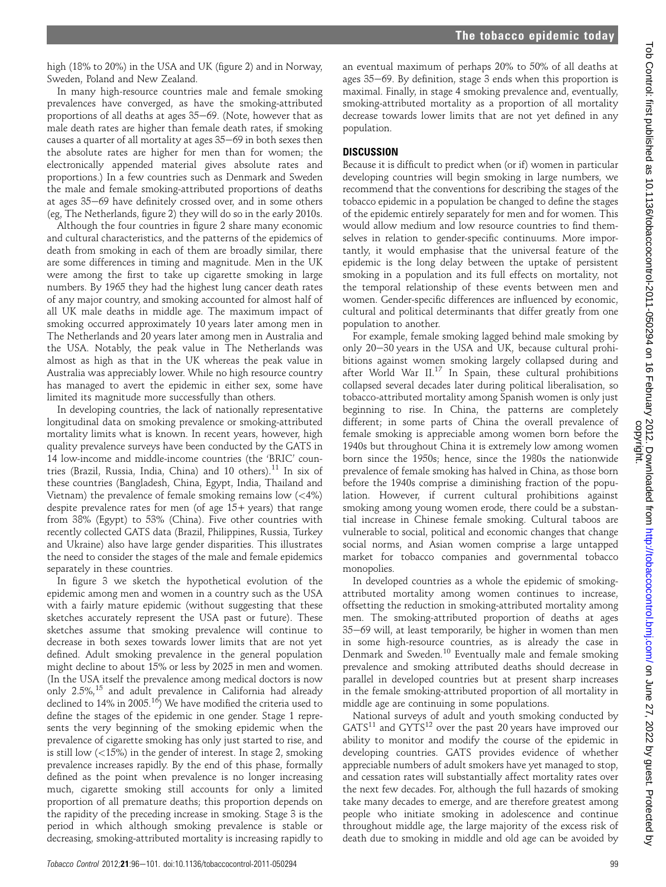high (18% to 20%) in the USA and UK (figure 2) and in Norway, Sweden, Poland and New Zealand.

In many high-resource countries male and female smoking prevalences have converged, as have the smoking-attributed proportions of all deaths at ages 35–69. (Note, however that as male death rates are higher than female death rates, if smoking causes a quarter of all mortality at ages 35–69 in both sexes then the absolute rates are higher for men than for women; the electronically appended material gives absolute rates and proportions.) In a few countries such as Denmark and Sweden the male and female smoking-attributed proportions of deaths at ages 35–69 have definitely crossed over, and in some others (eg, The Netherlands, figure 2) they will do so in the early 2010s.

Although the four countries in figure 2 share many economic and cultural characteristics, and the patterns of the epidemics of death from smoking in each of them are broadly similar, there are some differences in timing and magnitude. Men in the UK were among the first to take up cigarette smoking in large numbers. By 1965 they had the highest lung cancer death rates of any major country, and smoking accounted for almost half of all UK male deaths in middle age. The maximum impact of smoking occurred approximately 10 years later among men in The Netherlands and 20 years later among men in Australia and the USA. Notably, the peak value in The Netherlands was almost as high as that in the UK whereas the peak value in Australia was appreciably lower. While no high resource country has managed to avert the epidemic in either sex, some have limited its magnitude more successfully than others.

In developing countries, the lack of nationally representative longitudinal data on smoking prevalence or smoking-attributed mortality limits what is known. In recent years, however, high quality prevalence surveys have been conducted by the GATS in 14 low-income and middle-income countries (the 'BRIC' countries (Brazil, Russia, India, China) and 10 others).[11] In six of these countries (Bangladesh, China, Egypt, India, Thailand and Vietnam) the prevalence of female smoking remains low (<4%) despite prevalence rates for men (of age 15+ years) that range from 38% (Egypt) to 53% (China). Five other countries with recently collected GATS data (Brazil, Philippines, Russia, Turkey and Ukraine) also have large gender disparities. This illustrates the need to consider the stages of the male and female epidemics separately in these countries.

In figure 3 we sketch the hypothetical evolution of the epidemic among men and women in a country such as the USA with a fairly mature epidemic (without suggesting that these sketches accurately represent the USA past or future). These sketches assume that smoking prevalence will continue to decrease in both sexes towards lower limits that are not yet defined. Adult smoking prevalence in the general population might decline to about 15% or less by 2025 in men and women. (In the USA itself the prevalence among medical doctors is now only 2.5%,[15] and adult prevalence in California had already declined to 14% in 2005.[16]) We have modified the criteria used to define the stages of the epidemic in one gender. Stage 1 represents the very beginning of the smoking epidemic when the prevalence of cigarette smoking has only just started to rise, and is still low (<15%) in the gender of interest. In stage 2, smoking prevalence increases rapidly. By the end of this phase, formally defined as the point when prevalence is no longer increasing much, cigarette smoking still accounts for only a limited proportion of all premature deaths; this proportion depends on the rapidity of the preceding increase in smoking. Stage 3 is the period in which although smoking prevalence is stable or decreasing, smoking-attributed mortality is increasing rapidly to an eventual maximum of perhaps 20% to 50% of all deaths at ages 35–69. By definition, stage 3 ends when this proportion is maximal. Finally, in stage 4 smoking prevalence and, eventually, smoking-attributed mortality as a proportion of all mortality decrease towards lower limits that are not yet defined in any population.

## DISCUSSION

Because it is difficult to predict when (or if) women in particular developing countries will begin smoking in large numbers, we recommend that the conventions for describing the stages of the tobacco epidemic in a population be changed to define the stages of the epidemic entirely separately for men and for women. This would allow medium and low resource countries to find themselves in relation to gender-specific continuums. More importantly, it would emphasise that the universal feature of the epidemic is the long delay between the uptake of persistent smoking in a population and its full effects on mortality, not the temporal relationship of these events between men and women. Gender-specific differences are influenced by economic, cultural and political determinants that differ greatly from one population to another.

For example, female smoking lagged behind male smoking by only 20–30 years in the USA and UK, because cultural prohibitions against women smoking largely collapsed during and after World War II.[17] In Spain, these cultural prohibitions collapsed several decades later during political liberalisation, so tobacco-attributed mortality among Spanish women is only just beginning to rise. In China, the patterns are completely different; in some parts of China the overall prevalence of female smoking is appreciable among women born before the 1940s but throughout China it is extremely low among women born since the 1950s; hence, since the 1980s the nationwide prevalence of female smoking has halved in China, as those born before the 1940s comprise a diminishing fraction of the population. However, if current cultural prohibitions against smoking among young women erode, there could be a substantial increase in Chinese female smoking. Cultural taboos are vulnerable to social, political and economic changes that change social norms, and Asian women comprise a large untapped market for tobacco companies and governmental tobacco monopolies.

In developed countries as a whole the epidemic of smoking-attributed mortality among women continues to increase, offsetting the reduction in smoking-attributed mortality among men. The smoking-attributed proportion of deaths at ages 35–69 will, at least temporarily, be higher in women than men in some high-resource countries, as is already the case in Denmark and Sweden.[10] Eventually male and female smoking prevalence and smoking attributed deaths should decrease in parallel in developed countries but at present sharp increases in the female smoking-attributed proportion of all mortality in middle age are continuing in some populations.

National surveys of adult and youth smoking conducted by GATS[11] and GYTS[12] over the past 20 years have improved our ability to monitor and modify the course of the epidemic in developing countries. GATS provides evidence of whether appreciable numbers of adult smokers have yet managed to stop, and cessation rates will substantially affect mortality rates over the next few decades. For, although the full hazards of smoking take many decades to emerge, and are therefore greatest among people who initiate smoking in adolescence and continue throughout middle age, the large majority of the excess risk of death due to smoking in middle and old age can be avoided by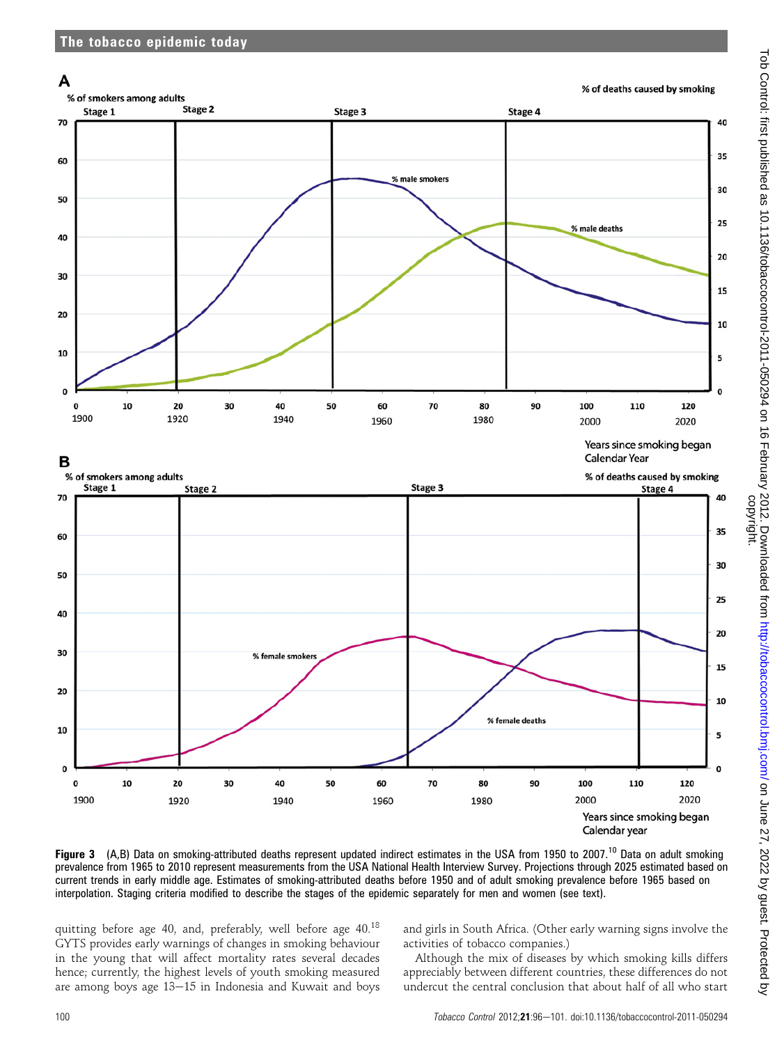Figure 3 (A,B) Data on smoking-attributed deaths represent updated indirect estimates in the USA from 1950 to 2007.[10] Data on adult smoking prevalence from 1965 to 2010 represent measurements from the USA National Health Interview Survey. Projections through 2025 estimated based on current trends in early middle age. Estimates of smoking-attributed deaths before 1950 and of adult smoking prevalence before 1965 based on interpolation. Staging criteria modified to describe the stages of the epidemic separately for men and women (see text).

quitting before age 40, and, preferably, well before age 40.[18] GYTS provides early warnings of changes in smoking behaviour in the young that will affect mortality rates several decades hence; currently, the highest levels of youth smoking measured are among boys age 13–15 in Indonesia and Kuwait and boys and girls in South Africa. (Other early warning signs involve the activities of tobacco companies.)

Although the mix of diseases by which smoking kills differs appreciably between different countries, these differences do not undercut the central conclusion that about half of all who start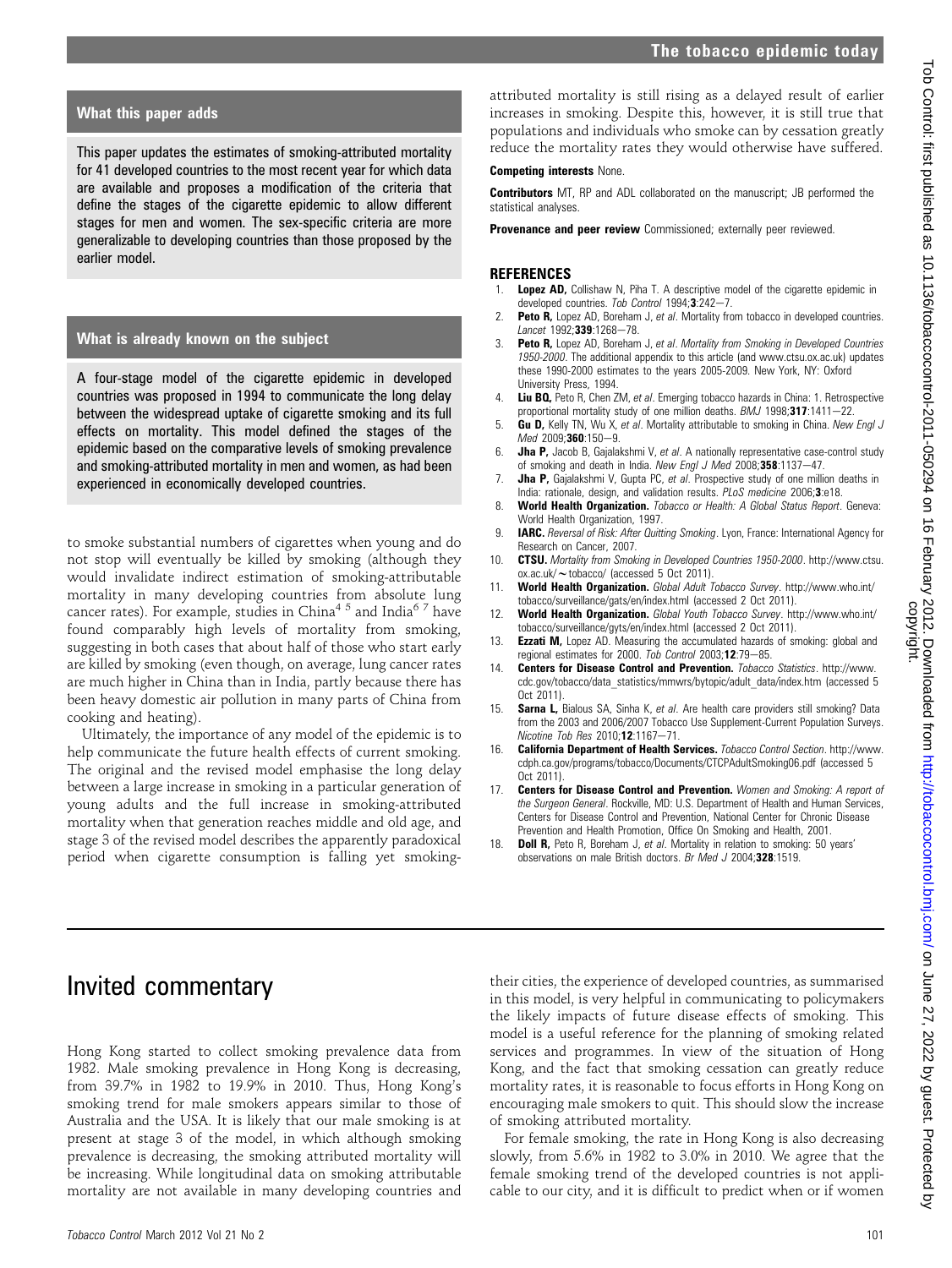## What this paper adds

This paper updates the estimates of smoking-attributed mortality for 41 developed countries to the most recent year for which data are available and proposes a modification of the criteria that define the stages of the cigarette epidemic to allow different stages for men and women. The sex-specific criteria are more generalizable to developing countries than those proposed by the earlier model.

## What is already known on the subject

A four-stage model of the cigarette epidemic in developed countries was proposed in 1994 to communicate the long delay between the widespread uptake of cigarette smoking and its full effects on mortality. This model defined the stages of the epidemic based on the comparative levels of smoking prevalence and smoking-attributed mortality in men and women, as had been experienced in economically developed countries.

to smoke substantial numbers of cigarettes when young and do not stop will eventually be killed by smoking (although they would invalidate indirect estimation of smoking-attributable mortality in many developing countries from absolute lung cancer rates). For example, studies in China[4 5] and India[6 7] have found comparably high levels of mortality from smoking, suggesting in both cases that about half of those who start early are killed by smoking (even though, on average, lung cancer rates are much higher in China than in India, partly because there has been heavy domestic air pollution in many parts of China from cooking and heating).

Ultimately, the importance of any model of the epidemic is to help communicate the future health effects of current smoking. The original and the revised model emphasise the long delay between a large increase in smoking in a particular generation of young adults and the full increase in smoking-attributed mortality when that generation reaches middle and old age, and stage 3 of the revised model describes the apparently paradoxical period when cigarette consumption is falling yet smoking-attributed mortality is still rising as a delayed result of earlier increases in smoking. Despite this, however, it is still true that populations and individuals who smoke can by cessation greatly reduce the mortality rates they would otherwise have suffered.

**Competing interests** None.

**Contributors** MT, RP and ADL collaborated on the manuscript; JB performed the statistical analyses.

**Provenance and peer review** Commissioned; externally peer reviewed.

## REFERENCES

1. **Lopez AD,** Collishaw N, Piha T. A descriptive model of the cigarette epidemic in developed countries. *Tob Control* 1994;**3**:242–7.
2. **Peto R,** Lopez AD, Boreham J, *et al*. Mortality from tobacco in developed countries. *Lancet* 1992;**339**:1268–78.
3. **Peto R,** Lopez AD, Boreham J, *et al*. *Mortality from Smoking in Developed Countries 1950-2000*. The additional appendix to this article (and www.ctsu.ox.ac.uk) updates these 1990-2000 estimates to the years 2005-2009. New York, NY: Oxford University Press, 1994.
4. **Liu BQ,** Peto R, Chen ZM, *et al*. Emerging tobacco hazards in China: 1. Retrospective proportional mortality study of one million deaths. *BMJ* 1998;**317**:1411–22.
5. **Gu D,** Kelly TN, Wu X, *et al*. Mortality attributable to smoking in China. *New Engl J Med* 2009;**360**:150–9.
6. **Jha P,** Jacob B, Gajalakshmi V, *et al*. A nationally representative case-control study of smoking and death in India. *New Engl J Med* 2008;**358**:1137–47.
7. **Jha P,** Gajalakshmi V, Gupta PC, *et al*. Prospective study of one million deaths in India: rationale, design, and validation results. *PLoS medicine* 2006;**3**:e18.
8. **World Health Organization.** *Tobacco or Health: A Global Status Report*. Geneva: World Health Organization, 1997.
9. **IARC.** *Reversal of Risk: After Quitting Smoking*. Lyon, France: International Agency for Research on Cancer, 2007.
10. **CTSU.** *Mortality from Smoking in Developed Countries 1950-2000*. http://www.ctsu.ox.ac.uk/~tobacco/ (accessed 5 Oct 2011).
11. **World Health Organization.** *Global Adult Tobacco Survey*. http://www.who.int/tobacco/surveillance/gats/en/index.html (accessed 2 Oct 2011).
12. **World Health Organization.** *Global Youth Tobacco Survey*. http://www.who.int/tobacco/surveillance/gyts/en/index.html (accessed 2 Oct 2011).
13. **Ezzati M,** Lopez AD. Measuring the accumulated hazards of smoking: global and regional estimates for 2000. *Tob Control* 2003;**12**:79–85.
14. **Centers for Disease Control and Prevention.** *Tobacco Statistics*. http://www.cdc.gov/tobacco/data_statistics/mmwrs/bytopic/adult_data/index.htm (accessed 5 Oct 2011).
15. **Sarna L,** Bialous SA, Sinha K, *et al*. Are health care providers still smoking? Data from the 2003 and 2006/2007 Tobacco Use Supplement-Current Population Surveys. *Nicotine Tob Res* 2010;**12**:1167–71.
16. **California Department of Health Services.** *Tobacco Control Section*. http://www.cdph.ca.gov/programs/tobacco/Documents/CTCPAdultSmoking06.pdf (accessed 5 Oct 2011).
17. **Centers for Disease Control and Prevention.** *Women and Smoking: A report of the Surgeon General*. Rockville, MD: U.S. Department of Health and Human Services, Centers for Disease Control and Prevention, National Center for Chronic Disease Prevention and Health Promotion, Office On Smoking and Health, 2001.
18. **Doll R,** Peto R, Boreham J, *et al*. Mortality in relation to smoking: 50 years' observations on male British doctors. *Br Med J* 2004;**328**:1519.

# Invited commentary

Hong Kong started to collect smoking prevalence data from 1982. Male smoking prevalence in Hong Kong is decreasing, from 39.7% in 1982 to 19.9% in 2010. Thus, Hong Kong's smoking trend for male smokers appears similar to those of Australia and the USA. It is likely that our male smoking is at present at stage 3 of the model, in which although smoking prevalence is decreasing, the smoking attributed mortality will be increasing. While longitudinal data on smoking attributable mortality are not available in many developing countries and their cities, the experience of developed countries, as summarised in this model, is very helpful in communicating to policymakers the likely impacts of future disease effects of smoking. This model is a useful reference for the planning of smoking related services and programmes. In view of the situation of Hong Kong, and the fact that smoking cessation can greatly reduce mortality rates, it is reasonable to focus efforts in Hong Kong on encouraging male smokers to quit. This should slow the increase of smoking attributed mortality.

For female smoking, the rate in Hong Kong is also decreasing slowly, from 5.6% in 1982 to 3.0% in 2010. We agree that the female smoking trend of the developed countries is not applicable to our city, and it is difficult to predict when or if women